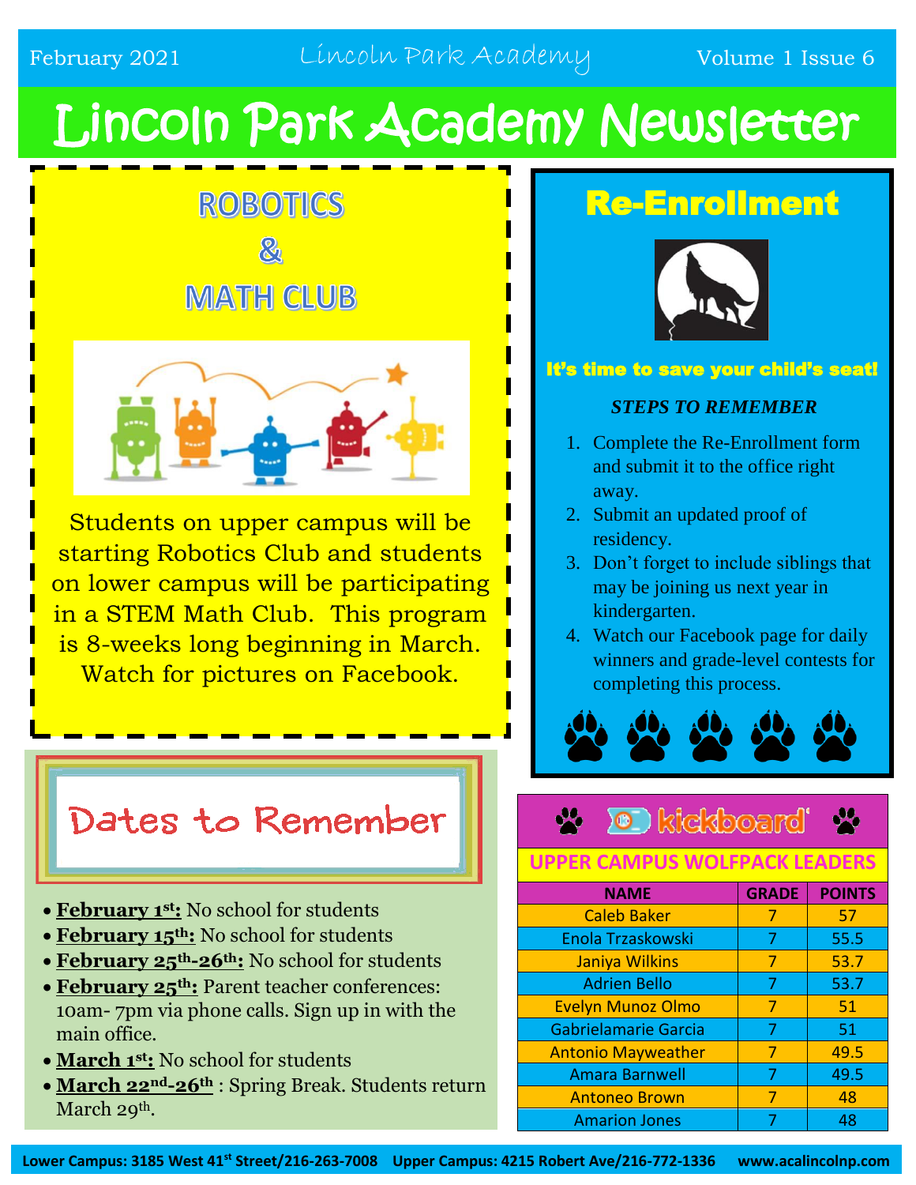# Lincoln Park Academy Newsletter

## ROBOTICS & MATH CLUB

Students on upper campus will be starting Robotics Club and students on lower campus will be participating in a STEM Math Club. This program is 8-weeks long beginning in March. Watch for pictures on Facebook.

## Dates to Remember

- **February 1st:** No school for students
- **February 15th:** No school for students
- **February 25th-26th:** No school for students
- **February 25th:** Parent teacher conferences: 10am- 7pm via phone calls. Sign up in with the main office.
- **March 1st:** No school for students
- **March 22nd-26th** : Spring Break. Students return March 29th.

## Re-Enrollment

**It's time to save your child's seat!**

***STEPS TO REMEMBER***

1. Complete the Re-Enrollment form and submit it to the office right away.
2. Submit an updated proof of residency.
3. Don't forget to include siblings that may be joining us next year in kindergarten.
4. Watch our Facebook page for daily winners and grade-level contests for completing this process.

## kickboard

### UPPER CAMPUS WOLFPACK LEADERS

| NAME | GRADE | POINTS |
| --- | --- | --- |
| Caleb Baker | 7 | 57 |
| Enola Trzaskowski | 7 | 55.5 |
| Janiya Wilkins | 7 | 53.7 |
| Adrien Bello | 7 | 53.7 |
| Evelyn Munoz Olmo | 7 | 51 |
| Gabrielamarie Garcia | 7 | 51 |
| Antonio Mayweather | 7 | 49.5 |
| Amara Barnwell | 7 | 49.5 |
| Antoneo Brown | 7 | 48 |
| Amarion Jones | 7 | 48 |

**Lower Campus: 3185 West 41st Street/216-263-7008 Upper Campus: 4215 Robert Ave/216-772-1336 www.acalincolnp.com**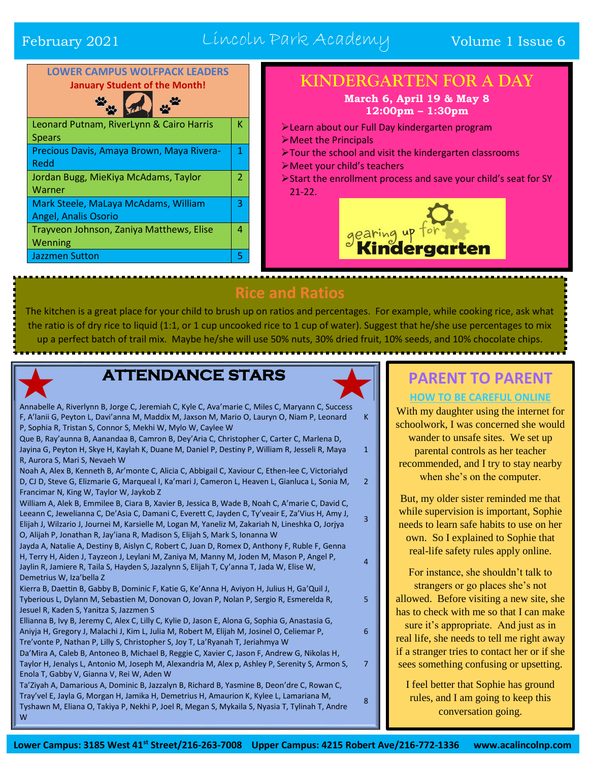February 2021 Lincoln Park Academy Volume 1 Issue 6

## LOWER CAMPUS WOLFPACK LEADERS

**January Student of the Month!**

| | |
|---|---|
| Leonard Putnam, RiverLynn & Cairo Harris Spears | K |
| Precious Davis, Amaya Brown, Maya Rivera-Redd | 1 |
| Jordan Bugg, MieKiya McAdams, Taylor Warner | 2 |
| Mark Steele, MaLaya McAdams, William Angel, Analis Osorio | 3 |
| Trayveon Johnson, Zaniya Matthews, Elise Wenning | 4 |
| Jazzmen Sutton | 5 |

## KINDERGARTEN FOR A DAY

**March 6, April 19 & May 8**
**12:00pm – 1:30pm**

- Learn about our Full Day kindergarten program
- Meet the Principals
- Tour the school and visit the kindergarten classrooms
- Meet your child's teachers
- Start the enrollment process and save your child's seat for SY 21-22.

gearing up for Kindergarten

## Rice and Ratios

The kitchen is a great place for your child to brush up on ratios and percentages. For example, while cooking rice, ask what the ratio is of dry rice to liquid (1:1, or 1 cup uncooked rice to 1 cup of water). Suggest that he/she use percentages to mix up a perfect batch of trail mix. Maybe he/she will use 50% nuts, 30% dried fruit, 10% seeds, and 10% chocolate chips.

## ATTENDANCE STARS

| | |
|---|---|
| Annabelle A, Riverlynn B, Jorge C, Jeremiah C, Kyle C, Ava'marie C, Miles C, Maryann C, Success F, A'lanii G, Peyton L, Davi'anna M, Maddix M, Jaxson M, Mario O, Lauryn O, Niam P, Leonard P, Sophia R, Tristan S, Connor S, Mekhi W, Mylo W, Caylee W | K |
| Que B, Ray'aunna B, Aanandaa B, Camron B, Dey'Aria C, Christopher C, Carter C, Marlena D, Jayina G, Peyton H, Skye H, Kaylah K, Duane M, Daniel P, Destiny P, William R, Jesseli R, Maya R, Aurora S, Mari S, Nevaeh W | 1 |
| Noah A, Alex B, Kenneth B, Ar'monte C, Alicia C, Abbigail C, Xaviour C, Ethen-lee C, Victorialyd D, CJ D, Steve G, Elizmarie G, Marqueal I, Ka'mari J, Cameron L, Heaven L, Gianluca L, Sonia M, Francimar N, King W, Taylor W, Jaykob Z | 2 |
| William A, Alek B, Emmilee B, Ciara B, Xavier B, Jessica B, Wade B, Noah C, A'marie C, David C, Leeann C, Jewelianna C, De'Asia C, Damani C, Everett C, Jayden C, Ty'veair E, Za'Vius H, Amy J, Elijah J, Wilzario J, Journei M, Karsielle M, Logan M, Yaneliz M, Zakariah N, Lineshka O, Jorjya O, Alijah P, Jonathan R, Jay'iana R, Madison S, Elijah S, Mark S, Ionanna W | 3 |
| Jayda A, Natalie A, Destiny B, Aislyn C, Robert C, Juan D, Romex D, Anthony F, Ruble F, Genna H, Terry H, Aiden J, Tayzeon J, Leylani M, Zaniya M, Manny M, Joden M, Mason P, Angel P, Jaylin R, Jamiere R, Taila S, Hayden S, Jazalynn S, Elijah T, Cy'anna T, Jada W, Elise W, Demetrius W, Iza'bella Z | 4 |
| Kierra B, Daettin B, Gabby B, Dominic F, Katie G, Ke'Anna H, Aviyon H, Julius H, Ga'Quil J, Tyberious L, Dylann M, Sebastien M, Donovan O, Jovan P, Nolan P, Sergio R, Esmerelda R, Jesuel R, Kaden S, Yanitza S, Jazzmen S | 5 |
| Ellianna B, Ivy B, Jeremy C, Alex C, Lilly C, Kylie D, Jason E, Alona G, Sophia G, Anastasia G, Aniyja H, Gregory J, Malachi J, Kim L, Julia M, Robert M, Elijah M, Josinel O, Celiemar P, Tre'vonte P, Nathan P, Lilly S, Christopher S, Joy T, La'Ryanah T, Jeriahmya W | 6 |
| Da'Mira A, Caleb B, Antoneo B, Michael B, Reggie C, Xavier C, Jason F, Andrew G, Nikolas H, Taylor H, Jenalys L, Antonio M, Joseph M, Alexandria M, Alex p, Ashley P, Serenity S, Armon S, Enola T, Gabby V, Gianna V, Rei W, Aden W | 7 |
| Ta'Ziyah A, Damarious A, Dominic B, Jazzalyn B, Richard B, Yasmine B, Deon'dre C, Rowan C, Tray'vel E, Jayla G, Morgan H, Jamika H, Demetrius H, Amaurion K, Kylee L, Lamariana M, Tyshawn M, Eliana O, Takiya P, Nekhi P, Joel R, Megan S, Mykaila S, Nyasia T, Tylinah T, Andre W | 8 |

## PARENT TO PARENT

**HOW TO BE CAREFUL ONLINE**

With my daughter using the internet for schoolwork, I was concerned she would wander to unsafe sites. We set up parental controls as her teacher recommended, and I try to stay nearby when she's on the computer.

But, my older sister reminded me that while supervision is important, Sophie needs to learn safe habits to use on her own. So I explained to Sophie that real-life safety rules apply online.

For instance, she shouldn't talk to strangers or go places she's not allowed. Before visiting a new site, she has to check with me so that I can make sure it's appropriate. And just as in real life, she needs to tell me right away if a stranger tries to contact her or if she sees something confusing or upsetting.

I feel better that Sophie has ground rules, and I am going to keep this conversation going.

**Lower Campus: 3185 West 41st Street/216-263-7008 Upper Campus: 4215 Robert Ave/216-772-1336 www.acalincolnp.com**